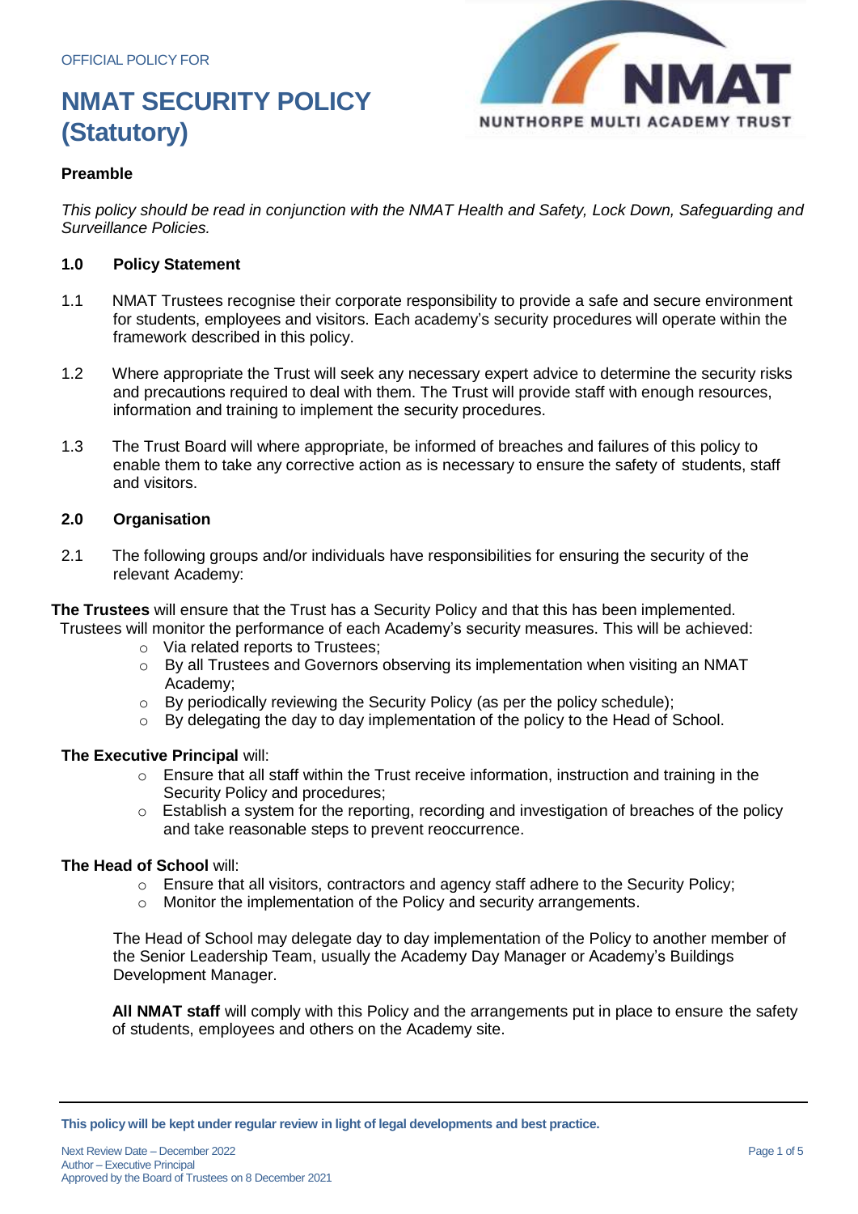OFFICIAL POLICY FOR

# NMAT SECURITY POLICY (Statutory)

### Preamble

*This policy should be read in conjunction with the NMAT Health and Safety, Lock Down, Safeguarding and Surveillance Policies.*

### 1.0 Policy Statement

1.1 NMAT Trustees recognise their corporate responsibility to provide a safe and secure environment for students, employees and visitors. Each academy's security procedures will operate within the framework described in this policy.

1.2 Where appropriate the Trust will seek any necessary expert advice to determine the security risks and precautions required to deal with them. The Trust will provide staff with enough resources, information and training to implement the security procedures.

1.3 The Trust Board will where appropriate, be informed of breaches and failures of this policy to enable them to take any corrective action as is necessary to ensure the safety of students, staff and visitors.

### 2.0 Organisation

2.1 The following groups and/or individuals have responsibilities for ensuring the security of the relevant Academy:

**The Trustees** will ensure that the Trust has a Security Policy and that this has been implemented. Trustees will monitor the performance of each Academy's security measures. This will be achieved:

- Via related reports to Trustees;
- By all Trustees and Governors observing its implementation when visiting an NMAT Academy;
- By periodically reviewing the Security Policy (as per the policy schedule);
- By delegating the day to day implementation of the policy to the Head of School.

**The Executive Principal** will:

- Ensure that all staff within the Trust receive information, instruction and training in the Security Policy and procedures;
- Establish a system for the reporting, recording and investigation of breaches of the policy and take reasonable steps to prevent reoccurrence.

**The Head of School** will:

- Ensure that all visitors, contractors and agency staff adhere to the Security Policy;
- Monitor the implementation of the Policy and security arrangements.

The Head of School may delegate day to day implementation of the Policy to another member of the Senior Leadership Team, usually the Academy Day Manager or Academy's Buildings Development Manager.

**All NMAT staff** will comply with this Policy and the arrangements put in place to ensure the safety of students, employees and others on the Academy site.

**This policy will be kept under regular review in light of legal developments and best practice.**

Next Review Date – December 2022
Author – Executive Principal
Approved by the Board of Trustees on 8 December 2021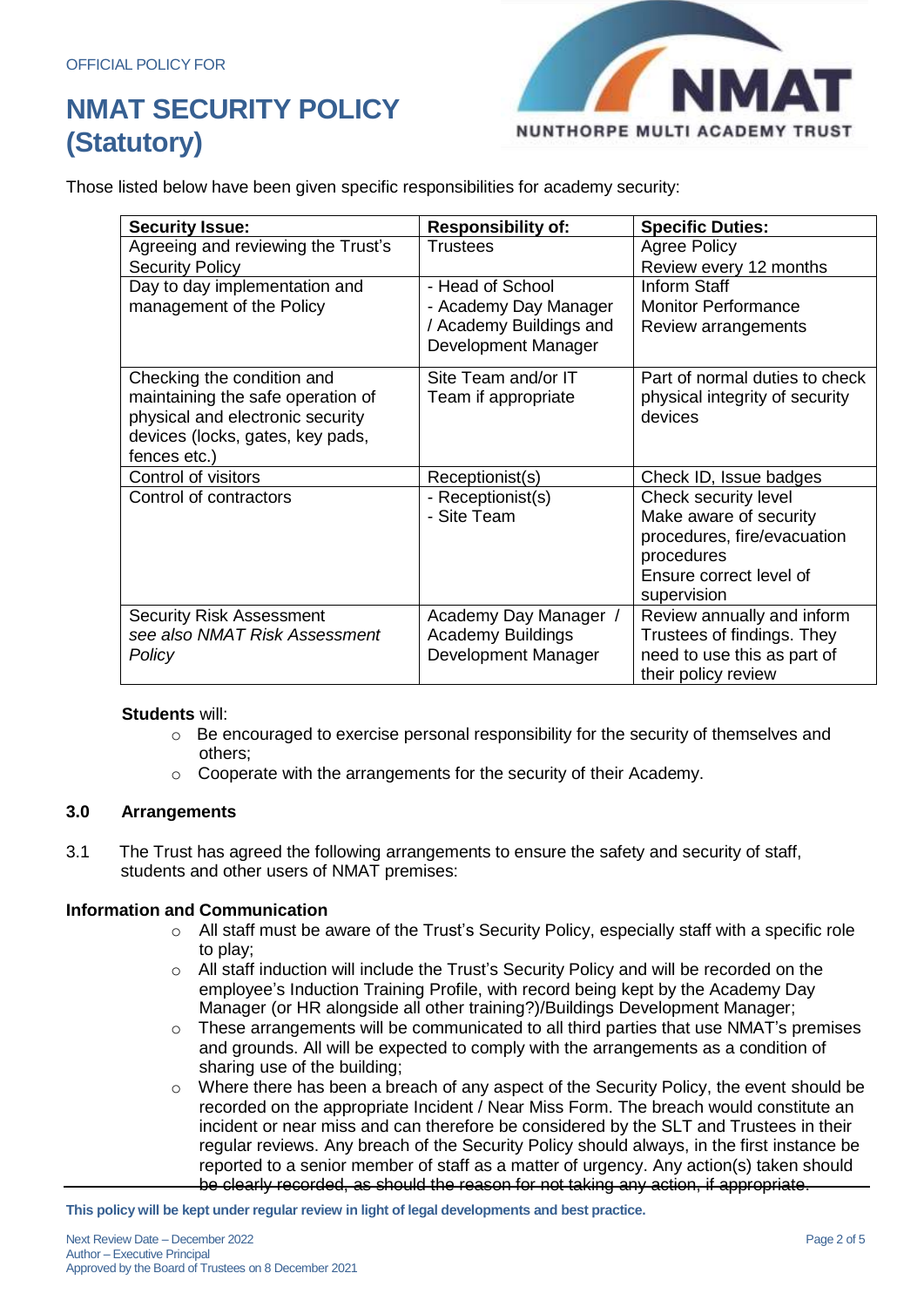Those listed below have been given specific responsibilities for academy security:

| Security Issue: | Responsibility of: | Specific Duties: |
|---|---|---|
| Agreeing and reviewing the Trust's Security Policy | Trustees | Agree Policy<br>Review every 12 months |
| Day to day implementation and management of the Policy | - Head of School<br>- Academy Day Manager / Academy Buildings and Development Manager | Inform Staff<br>Monitor Performance<br>Review arrangements |
| Checking the condition and maintaining the safe operation of physical and electronic security devices (locks, gates, key pads, fences etc.) | Site Team and/or IT Team if appropriate | Part of normal duties to check physical integrity of security devices |
| Control of visitors | Receptionist(s) | Check ID, Issue badges |
| Control of contractors | - Receptionist(s)<br>- Site Team | Check security level<br>Make aware of security procedures, fire/evacuation procedures<br>Ensure correct level of supervision |
| Security Risk Assessment *see also NMAT Risk Assessment Policy* | Academy Day Manager / Academy Buildings Development Manager | Review annually and inform Trustees of findings. They need to use this as part of their policy review |

**Students** will:

- Be encouraged to exercise personal responsibility for the security of themselves and others;
- Cooperate with the arrangements for the security of their Academy.

## 3.0 Arrangements

3.1 The Trust has agreed the following arrangements to ensure the safety and security of staff, students and other users of NMAT premises:

**Information and Communication**

- All staff must be aware of the Trust's Security Policy, especially staff with a specific role to play;
- All staff induction will include the Trust's Security Policy and will be recorded on the employee's Induction Training Profile, with record being kept by the Academy Day Manager (or HR alongside all other training?)/Buildings Development Manager;
- These arrangements will be communicated to all third parties that use NMAT's premises and grounds. All will be expected to comply with the arrangements as a condition of sharing use of the building;
- Where there has been a breach of any aspect of the Security Policy, the event should be recorded on the appropriate Incident / Near Miss Form. The breach would constitute an incident or near miss and can therefore be considered by the SLT and Trustees in their regular reviews. Any breach of the Security Policy should always, in the first instance be reported to a senior member of staff as a matter of urgency. Any action(s) taken should be clearly recorded, as should the reason for not taking any action, if appropriate.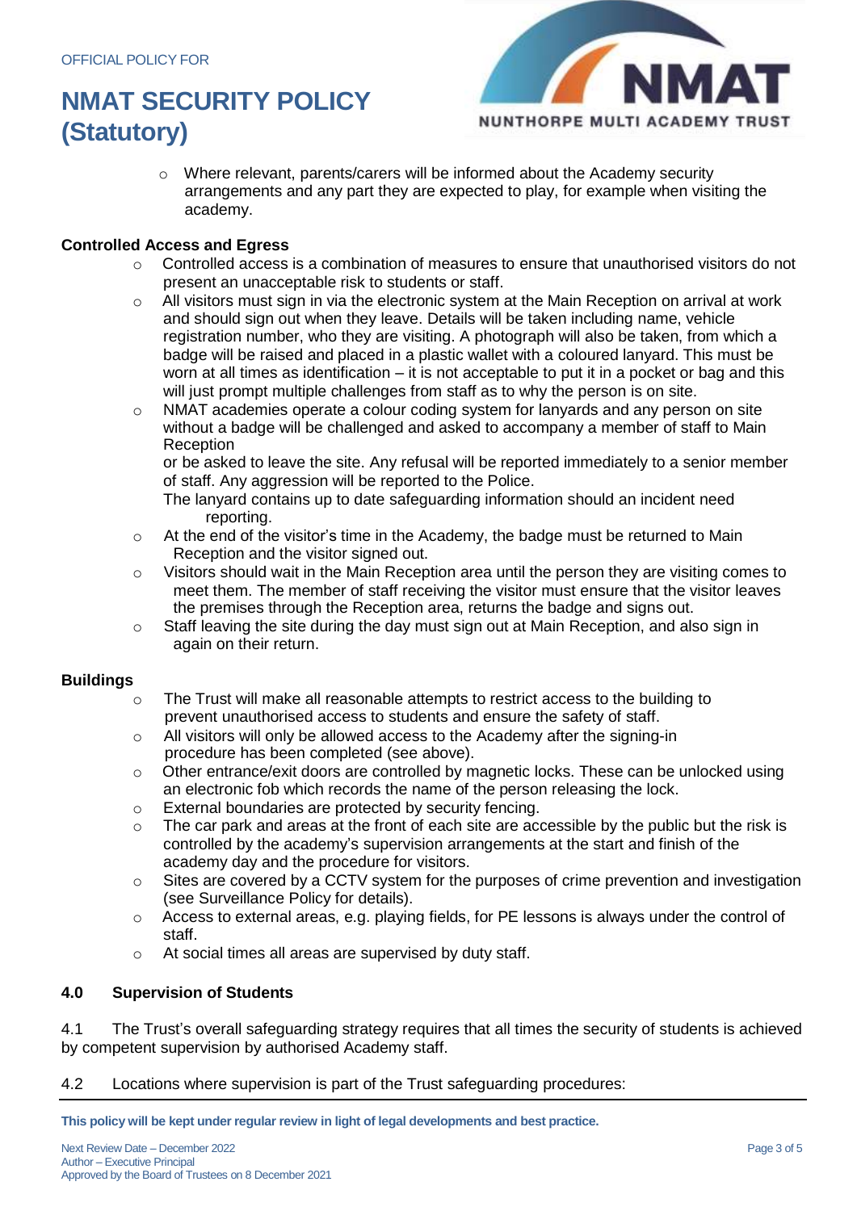- Where relevant, parents/carers will be informed about the Academy security arrangements and any part they are expected to play, for example when visiting the academy.

**Controlled Access and Egress**

- Controlled access is a combination of measures to ensure that unauthorised visitors do not present an unacceptable risk to students or staff.
- All visitors must sign in via the electronic system at the Main Reception on arrival at work and should sign out when they leave. Details will be taken including name, vehicle registration number, who they are visiting. A photograph will also be taken, from which a badge will be raised and placed in a plastic wallet with a coloured lanyard. This must be worn at all times as identification – it is not acceptable to put it in a pocket or bag and this will just prompt multiple challenges from staff as to why the person is on site.
- NMAT academies operate a colour coding system for lanyards and any person on site without a badge will be challenged and asked to accompany a member of staff to Main Reception
  or be asked to leave the site. Any refusal will be reported immediately to a senior member of staff. Any aggression will be reported to the Police.
  The lanyard contains up to date safeguarding information should an incident need reporting.
- At the end of the visitor's time in the Academy, the badge must be returned to Main Reception and the visitor signed out.
- Visitors should wait in the Main Reception area until the person they are visiting comes to meet them. The member of staff receiving the visitor must ensure that the visitor leaves the premises through the Reception area, returns the badge and signs out.
- Staff leaving the site during the day must sign out at Main Reception, and also sign in again on their return.

**Buildings**

- The Trust will make all reasonable attempts to restrict access to the building to prevent unauthorised access to students and ensure the safety of staff.
- All visitors will only be allowed access to the Academy after the signing-in procedure has been completed (see above).
- Other entrance/exit doors are controlled by magnetic locks. These can be unlocked using an electronic fob which records the name of the person releasing the lock.
- External boundaries are protected by security fencing.
- The car park and areas at the front of each site are accessible by the public but the risk is controlled by the academy's supervision arrangements at the start and finish of the academy day and the procedure for visitors.
- Sites are covered by a CCTV system for the purposes of crime prevention and investigation (see Surveillance Policy for details).
- Access to external areas, e.g. playing fields, for PE lessons is always under the control of staff.
- At social times all areas are supervised by duty staff.

## 4.0 Supervision of Students

4.1 The Trust's overall safeguarding strategy requires that all times the security of students is achieved by competent supervision by authorised Academy staff.

4.2 Locations where supervision is part of the Trust safeguarding procedures: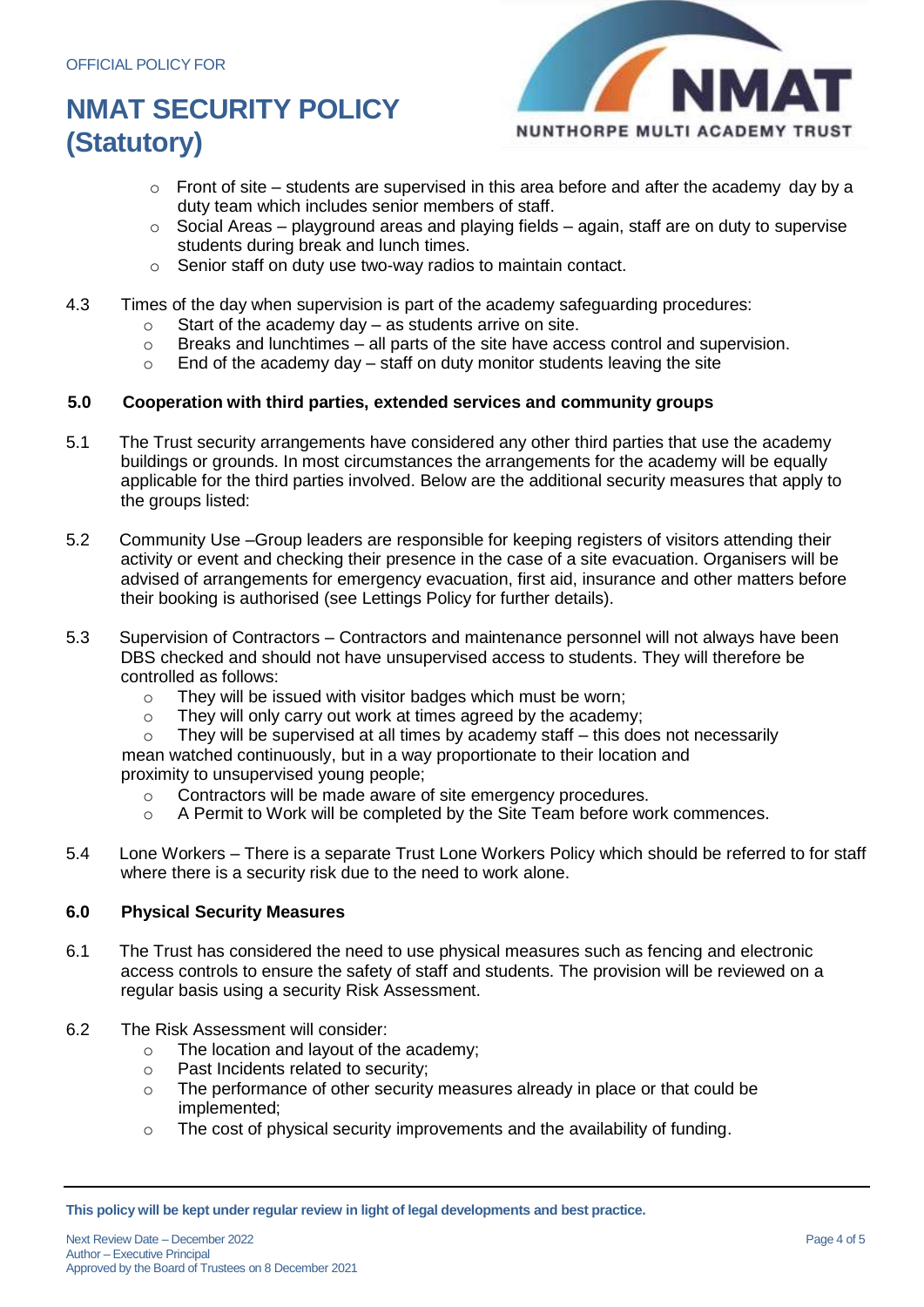- Front of site – students are supervised in this area before and after the academy day by a duty team which includes senior members of staff.
- Social Areas – playground areas and playing fields – again, staff are on duty to supervise students during break and lunch times.
- Senior staff on duty use two-way radios to maintain contact.

4.3 Times of the day when supervision is part of the academy safeguarding procedures:

- Start of the academy day – as students arrive on site.
- Breaks and lunchtimes – all parts of the site have access control and supervision.
- End of the academy day – staff on duty monitor students leaving the site

## 5.0 Cooperation with third parties, extended services and community groups

5.1 The Trust security arrangements have considered any other third parties that use the academy buildings or grounds. In most circumstances the arrangements for the academy will be equally applicable for the third parties involved. Below are the additional security measures that apply to the groups listed:

5.2 Community Use –Group leaders are responsible for keeping registers of visitors attending their activity or event and checking their presence in the case of a site evacuation. Organisers will be advised of arrangements for emergency evacuation, first aid, insurance and other matters before their booking is authorised (see Lettings Policy for further details).

5.3 Supervision of Contractors – Contractors and maintenance personnel will not always have been DBS checked and should not have unsupervised access to students. They will therefore be controlled as follows:

- They will be issued with visitor badges which must be worn;
- They will only carry out work at times agreed by the academy;
- They will be supervised at all times by academy staff – this does not necessarily mean watched continuously, but in a way proportionate to their location and proximity to unsupervised young people;
- Contractors will be made aware of site emergency procedures.
- A Permit to Work will be completed by the Site Team before work commences.

5.4 Lone Workers – There is a separate Trust Lone Workers Policy which should be referred to for staff where there is a security risk due to the need to work alone.

## 6.0 Physical Security Measures

6.1 The Trust has considered the need to use physical measures such as fencing and electronic access controls to ensure the safety of staff and students. The provision will be reviewed on a regular basis using a security Risk Assessment.

6.2 The Risk Assessment will consider:

- The location and layout of the academy;
- Past Incidents related to security;
- The performance of other security measures already in place or that could be implemented;
- The cost of physical security improvements and the availability of funding.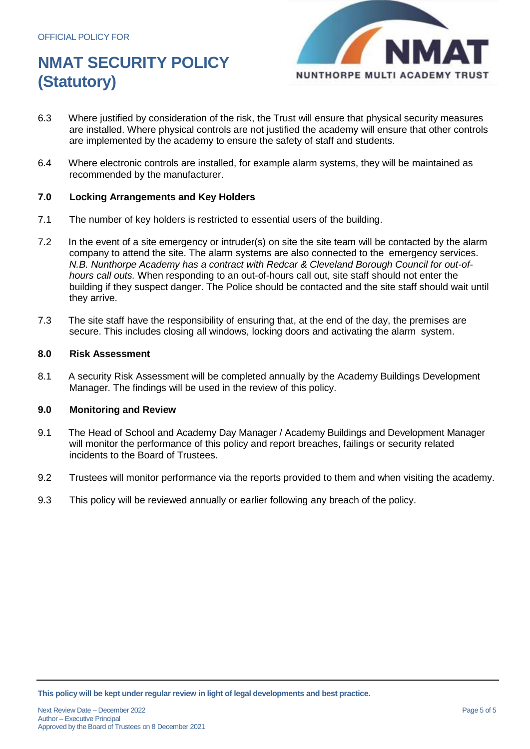6.3 Where justified by consideration of the risk, the Trust will ensure that physical security measures are installed. Where physical controls are not justified the academy will ensure that other controls are implemented by the academy to ensure the safety of staff and students.

6.4 Where electronic controls are installed, for example alarm systems, they will be maintained as recommended by the manufacturer.

## 7.0 Locking Arrangements and Key Holders

7.1 The number of key holders is restricted to essential users of the building.

7.2 In the event of a site emergency or intruder(s) on site the site team will be contacted by the alarm company to attend the site. The alarm systems are also connected to the emergency services. *N.B. Nunthorpe Academy has a contract with Redcar & Cleveland Borough Council for out-of-hours call outs.* When responding to an out-of-hours call out, site staff should not enter the building if they suspect danger. The Police should be contacted and the site staff should wait until they arrive.

7.3 The site staff have the responsibility of ensuring that, at the end of the day, the premises are secure. This includes closing all windows, locking doors and activating the alarm system.

## 8.0 Risk Assessment

8.1 A security Risk Assessment will be completed annually by the Academy Buildings Development Manager. The findings will be used in the review of this policy.

## 9.0 Monitoring and Review

9.1 The Head of School and Academy Day Manager / Academy Buildings and Development Manager will monitor the performance of this policy and report breaches, failings or security related incidents to the Board of Trustees.

9.2 Trustees will monitor performance via the reports provided to them and when visiting the academy.

9.3 This policy will be reviewed annually or earlier following any breach of the policy.